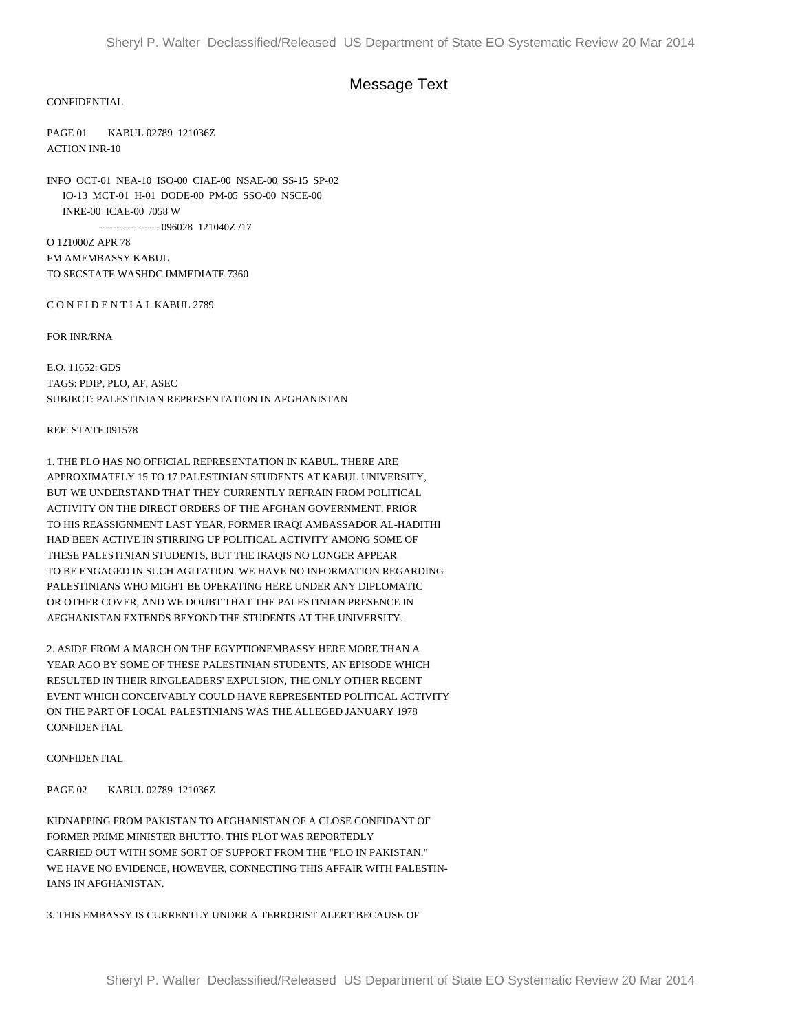# Message Text

CONFIDENTIAL

PAGE 01 KABUL 02789 121036Z
ACTION INR-10

INFO OCT-01 NEA-10 ISO-00 CIAE-00 NSAE-00 SS-15 SP-02
IO-13 MCT-01 H-01 DODE-00 PM-05 SSO-00 NSCE-00
INRE-00 ICAE-00 /058 W
------------------096028 121040Z /17

O 121000Z APR 78
FM AMEMBASSY KABUL
TO SECSTATE WASHDC IMMEDIATE 7360

C O N F I D E N T I A L KABUL 2789

FOR INR/RNA

E.O. 11652: GDS
TAGS: PDIP, PLO, AF, ASEC
SUBJECT: PALESTINIAN REPRESENTATION IN AFGHANISTAN

REF: STATE 091578

1. THE PLO HAS NO OFFICIAL REPRESENTATION IN KABUL. THERE ARE APPROXIMATELY 15 TO 17 PALESTINIAN STUDENTS AT KABUL UNIVERSITY, BUT WE UNDERSTAND THAT THEY CURRENTLY REFRAIN FROM POLITICAL ACTIVITY ON THE DIRECT ORDERS OF THE AFGHAN GOVERNMENT. PRIOR TO HIS REASSIGNMENT LAST YEAR, FORMER IRAQI AMBASSADOR AL-HADITHI HAD BEEN ACTIVE IN STIRRING UP POLITICAL ACTIVITY AMONG SOME OF THESE PALESTINIAN STUDENTS, BUT THE IRAQIS NO LONGER APPEAR TO BE ENGAGED IN SUCH AGITATION. WE HAVE NO INFORMATION REGARDING PALESTINIANS WHO MIGHT BE OPERATING HERE UNDER ANY DIPLOMATIC OR OTHER COVER, AND WE DOUBT THAT THE PALESTINIAN PRESENCE IN AFGHANISTAN EXTENDS BEYOND THE STUDENTS AT THE UNIVERSITY.

2. ASIDE FROM A MARCH ON THE EGYPTIONEMBASSY HERE MORE THAN A YEAR AGO BY SOME OF THESE PALESTINIAN STUDENTS, AN EPISODE WHICH RESULTED IN THEIR RINGLEADERS' EXPULSION, THE ONLY OTHER RECENT EVENT WHICH CONCEIVABLY COULD HAVE REPRESENTED POLITICAL ACTIVITY ON THE PART OF LOCAL PALESTINIANS WAS THE ALLEGED JANUARY 1978

CONFIDENTIAL

CONFIDENTIAL

PAGE 02 KABUL 02789 121036Z

KIDNAPPING FROM PAKISTAN TO AFGHANISTAN OF A CLOSE CONFIDANT OF FORMER PRIME MINISTER BHUTTO. THIS PLOT WAS REPORTEDLY CARRIED OUT WITH SOME SORT OF SUPPORT FROM THE "PLO IN PAKISTAN." WE HAVE NO EVIDENCE, HOWEVER, CONNECTING THIS AFFAIR WITH PALESTINIANS IN AFGHANISTAN.

3. THIS EMBASSY IS CURRENTLY UNDER A TERRORIST ALERT BECAUSE OF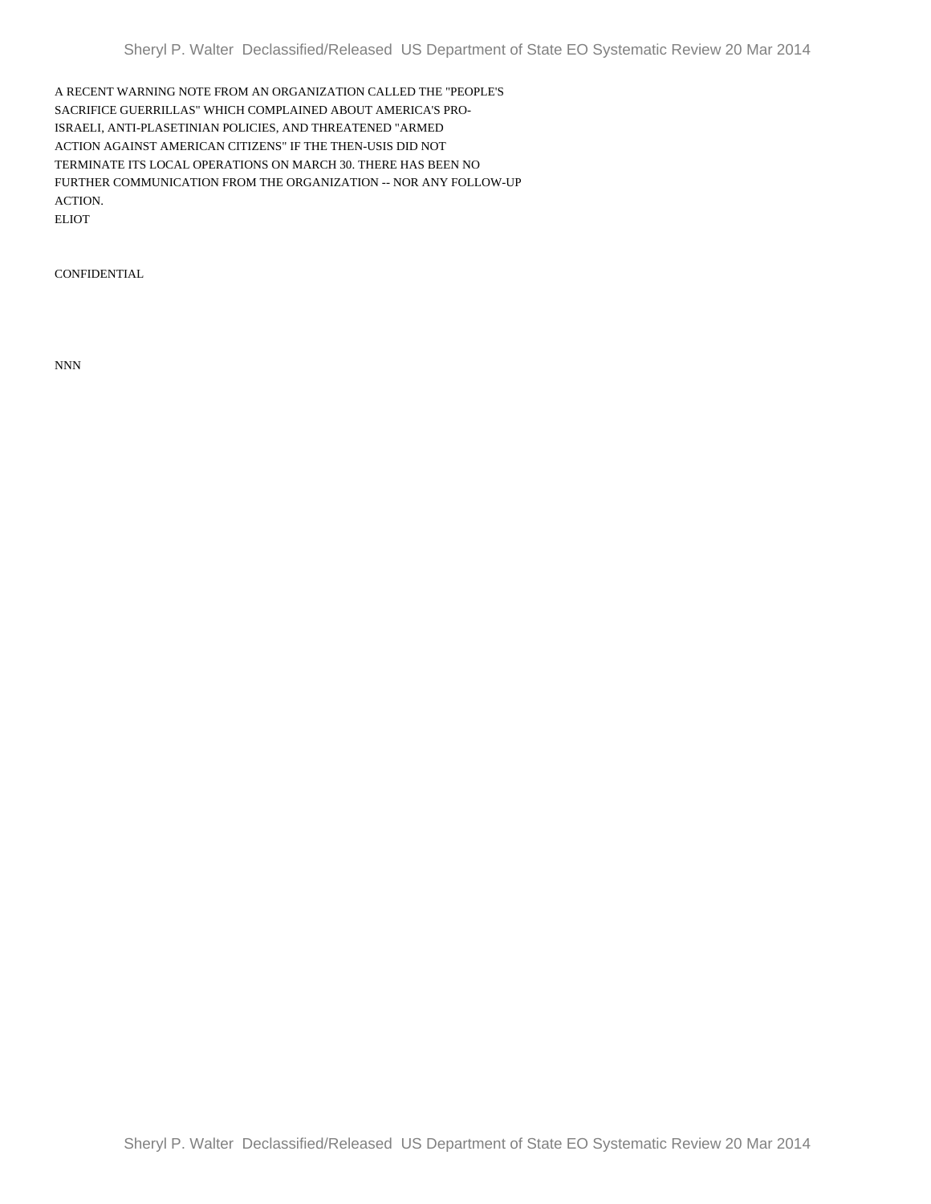A RECENT WARNING NOTE FROM AN ORGANIZATION CALLED THE "PEOPLE'S SACRIFICE GUERRILLAS" WHICH COMPLAINED ABOUT AMERICA'S PRO-ISRAELI, ANTI-PLASETINIAN POLICIES, AND THREATENED "ARMED ACTION AGAINST AMERICAN CITIZENS" IF THE THEN-USIS DID NOT TERMINATE ITS LOCAL OPERATIONS ON MARCH 30. THERE HAS BEEN NO FURTHER COMMUNICATION FROM THE ORGANIZATION -- NOR ANY FOLLOW-UP ACTION.

ELIOT

CONFIDENTIAL

NNN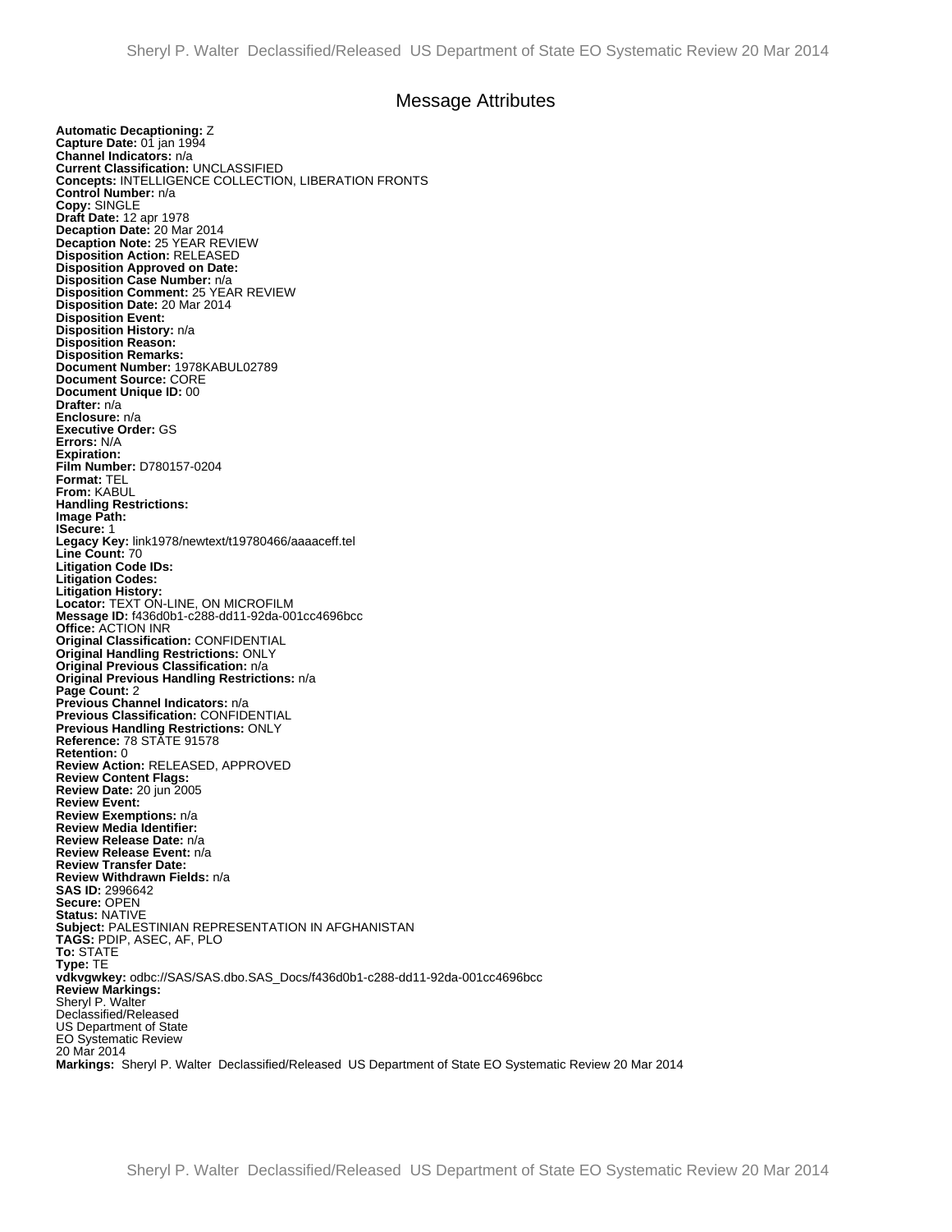# Message Attributes

**Automatic Decaptioning:** Z
**Capture Date:** 01 jan 1994
**Channel Indicators:** n/a
**Current Classification:** UNCLASSIFIED
**Concepts:** INTELLIGENCE COLLECTION, LIBERATION FRONTS
**Control Number:** n/a
**Copy:** SINGLE
**Draft Date:** 12 apr 1978
**Decaption Date:** 20 Mar 2014
**Decaption Note:** 25 YEAR REVIEW
**Disposition Action:** RELEASED
**Disposition Approved on Date:**
**Disposition Case Number:** n/a
**Disposition Comment:** 25 YEAR REVIEW
**Disposition Date:** 20 Mar 2014
**Disposition Event:**
**Disposition History:** n/a
**Disposition Reason:**
**Disposition Remarks:**
**Document Number:** 1978KABUL02789
**Document Source:** CORE
**Document Unique ID:** 00
**Drafter:** n/a
**Enclosure:** n/a
**Executive Order:** GS
**Errors:** N/A
**Expiration:**
**Film Number:** D780157-0204
**Format:** TEL
**From:** KABUL
**Handling Restrictions:**
**Image Path:**
**ISecure:** 1
**Legacy Key:** link1978/newtext/t19780466/aaaaceff.tel
**Line Count:** 70
**Litigation Code IDs:**
**Litigation Codes:**
**Litigation History:**
**Locator:** TEXT ON-LINE, ON MICROFILM
**Message ID:** f436d0b1-c288-dd11-92da-001cc4696bcc
**Office:** ACTION INR
**Original Classification:** CONFIDENTIAL
**Original Handling Restrictions:** ONLY
**Original Previous Classification:** n/a
**Original Previous Handling Restrictions:** n/a
**Page Count:** 2
**Previous Channel Indicators:** n/a
**Previous Classification:** CONFIDENTIAL
**Previous Handling Restrictions:** ONLY
**Reference:** 78 STATE 91578
**Retention:** 0
**Review Action:** RELEASED, APPROVED
**Review Content Flags:**
**Review Date:** 20 jun 2005
**Review Event:**
**Review Exemptions:** n/a
**Review Media Identifier:**
**Review Release Date:** n/a
**Review Release Event:** n/a
**Review Transfer Date:**
**Review Withdrawn Fields:** n/a
**SAS ID:** 2996642
**Secure:** OPEN
**Status:** NATIVE
**Subject:** PALESTINIAN REPRESENTATION IN AFGHANISTAN
**TAGS:** PDIP, ASEC, AF, PLO
**To:** STATE
**Type:** TE
**vdkvgwkey:** odbc://SAS/SAS.dbo.SAS_Docs/f436d0b1-c288-dd11-92da-001cc4696bcc
**Review Markings:**
Sheryl P. Walter
Declassified/Released
US Department of State
EO Systematic Review
20 Mar 2014
**Markings:** Sheryl P. Walter Declassified/Released US Department of State EO Systematic Review 20 Mar 2014